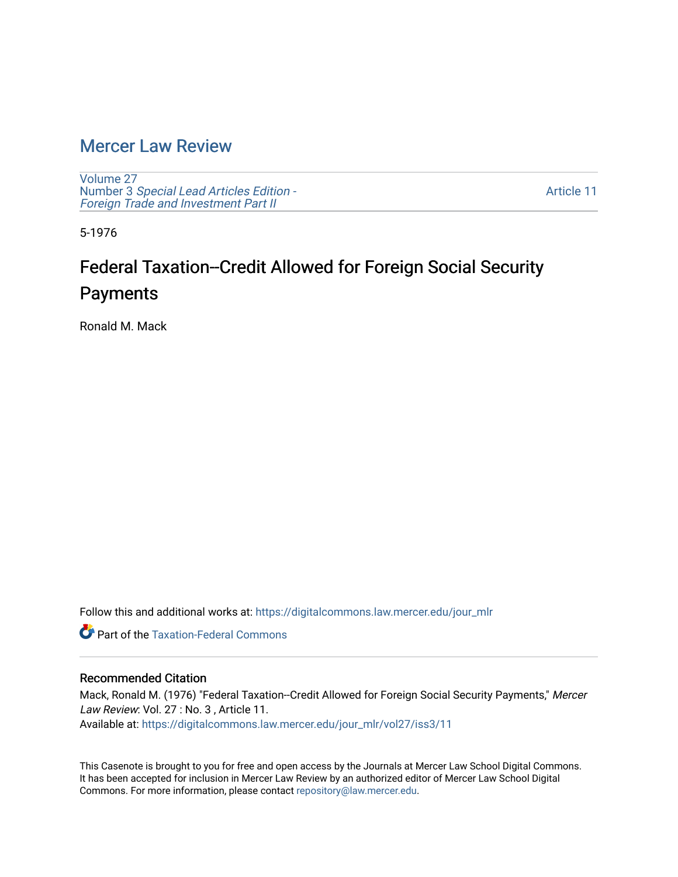# Mercer Law Review

Volume 27
Number 3 *Special Lead Articles Edition - Foreign Trade and Investment Part II*

Article 11

5-1976

## Federal Taxation--Credit Allowed for Foreign Social Security Payments

Ronald M. Mack

Follow this and additional works at: https://digitalcommons.law.mercer.edu/jour_mlr

Part of the Taxation-Federal Commons

### Recommended Citation

Mack, Ronald M. (1976) "Federal Taxation--Credit Allowed for Foreign Social Security Payments," *Mercer Law Review*: Vol. 27 : No. 3 , Article 11.
Available at: https://digitalcommons.law.mercer.edu/jour_mlr/vol27/iss3/11

This Casenote is brought to you for free and open access by the Journals at Mercer Law School Digital Commons. It has been accepted for inclusion in Mercer Law Review by an authorized editor of Mercer Law School Digital Commons. For more information, please contact repository@law.mercer.edu.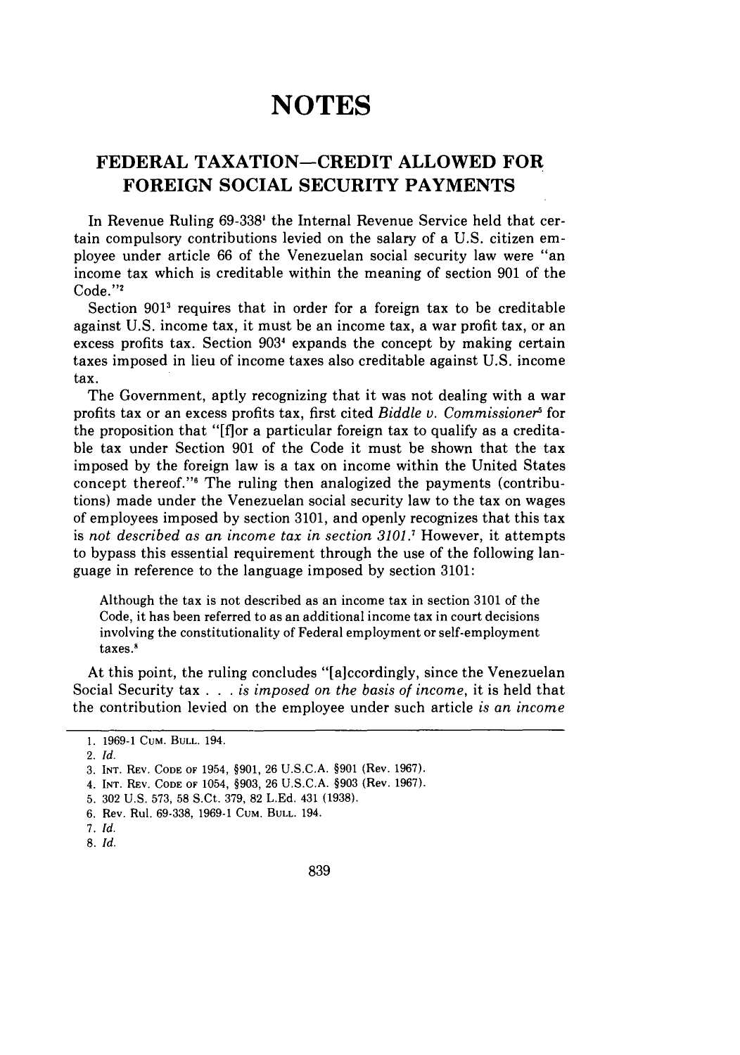# NOTES

## FEDERAL TAXATION—CREDIT ALLOWED FOR FOREIGN SOCIAL SECURITY PAYMENTS

In Revenue Ruling 69-338[1] the Internal Revenue Service held that certain compulsory contributions levied on the salary of a U.S. citizen employee under article 66 of the Venezuelan social security law were "an income tax which is creditable within the meaning of section 901 of the Code."[2]

Section 901[3] requires that in order for a foreign tax to be creditable against U.S. income tax, it must be an income tax, a war profit tax, or an excess profits tax. Section 903[4] expands the concept by making certain taxes imposed in lieu of income taxes also creditable against U.S. income tax.

The Government, aptly recognizing that it was not dealing with a war profits tax or an excess profits tax, first cited *Biddle v. Commissioner*[5] for the proposition that "[f]or a particular foreign tax to qualify as a creditable tax under Section 901 of the Code it must be shown that the tax imposed by the foreign law is a tax on income within the United States concept thereof."[6] The ruling then analogized the payments (contributions) made under the Venezuelan social security law to the tax on wages of employees imposed by section 3101, and openly recognizes that this tax is *not described as an income tax in section 3101.*[7] However, it attempts to bypass this essential requirement through the use of the following language in reference to the language imposed by section 3101:

> Although the tax is not described as an income tax in section 3101 of the Code, it has been referred to as an additional income tax in court decisions involving the constitutionality of Federal employment or self-employment taxes.[8]

At this point, the ruling concludes "[a]ccordingly, since the Venezuelan Social Security tax . . . *is imposed on the basis of income*, it is held that the contribution levied on the employee under such article *is an income*

---

1. 1969-1 CUM. BULL. 194.
2. *Id.*
3. INT. REV. CODE OF 1954, §901, 26 U.S.C.A. §901 (Rev. 1967).
4. INT. REV. CODE OF 1054, §903, 26 U.S.C.A. §903 (Rev. 1967).
5. 302 U.S. 573, 58 S.Ct. 379, 82 L.Ed. 431 (1938).
6. Rev. Rul. 69-338, 1969-1 CUM. BULL. 194.
7. *Id.*
8. *Id.*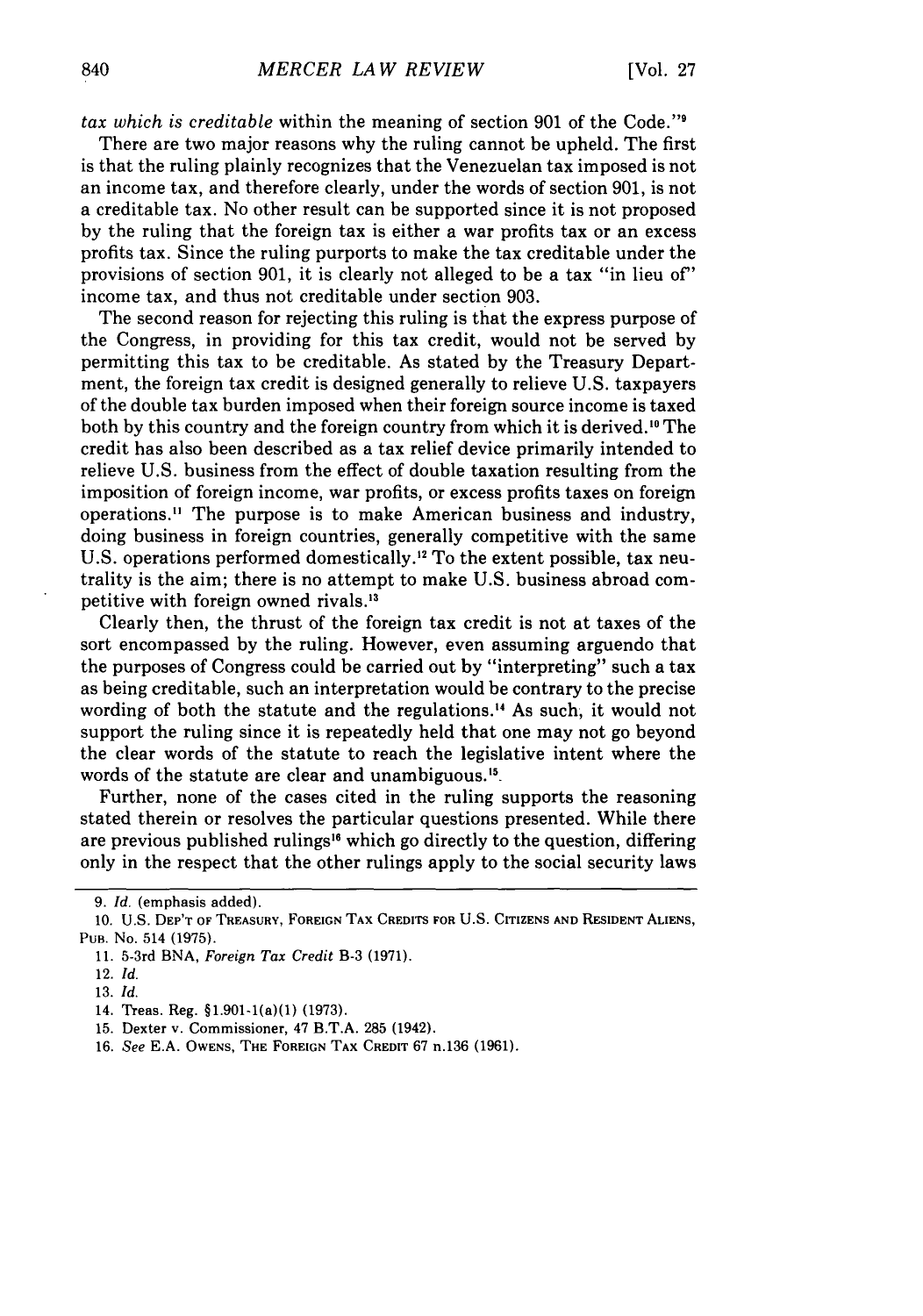*tax which is creditable* within the meaning of section 901 of the Code."[9]

There are two major reasons why the ruling cannot be upheld. The first is that the ruling plainly recognizes that the Venezuelan tax imposed is not an income tax, and therefore clearly, under the words of section 901, is not a creditable tax. No other result can be supported since it is not proposed by the ruling that the foreign tax is either a war profits tax or an excess profits tax. Since the ruling purports to make the tax creditable under the provisions of section 901, it is clearly not alleged to be a tax "in lieu of" income tax, and thus not creditable under section 903.

The second reason for rejecting this ruling is that the express purpose of the Congress, in providing for this tax credit, would not be served by permitting this tax to be creditable. As stated by the Treasury Department, the foreign tax credit is designed generally to relieve U.S. taxpayers of the double tax burden imposed when their foreign source income is taxed both by this country and the foreign country from which it is derived.[10] The credit has also been described as a tax relief device primarily intended to relieve U.S. business from the effect of double taxation resulting from the imposition of foreign income, war profits, or excess profits taxes on foreign operations.[11] The purpose is to make American business and industry, doing business in foreign countries, generally competitive with the same U.S. operations performed domestically.[12] To the extent possible, tax neutrality is the aim; there is no attempt to make U.S. business abroad competitive with foreign owned rivals.[13]

Clearly then, the thrust of the foreign tax credit is not at taxes of the sort encompassed by the ruling. However, even assuming arguendo that the purposes of Congress could be carried out by "interpreting" such a tax as being creditable, such an interpretation would be contrary to the precise wording of both the statute and the regulations.[14] As such, it would not support the ruling since it is repeatedly held that one may not go beyond the clear words of the statute to reach the legislative intent where the words of the statute are clear and unambiguous.[15]

Further, none of the cases cited in the ruling supports the reasoning stated therein or resolves the particular questions presented. While there are previous published rulings[16] which go directly to the question, differing only in the respect that the other rulings apply to the social security laws

---

9. *Id.* (emphasis added).

10. U.S. DEP'T OF TREASURY, FOREIGN TAX CREDITS FOR U.S. CITIZENS AND RESIDENT ALIENS, PUB. No. 514 (1975).

11. 5-3rd BNA, *Foreign Tax Credit* B-3 (1971).

12. *Id.*

13. *Id.*

14. Treas. Reg. §1.901-1(a)(1) (1973).

15. Dexter v. Commissioner, 47 B.T.A. 285 (1942).

16. *See* E.A. OWENS, THE FOREIGN TAX CREDIT 67 n.136 (1961).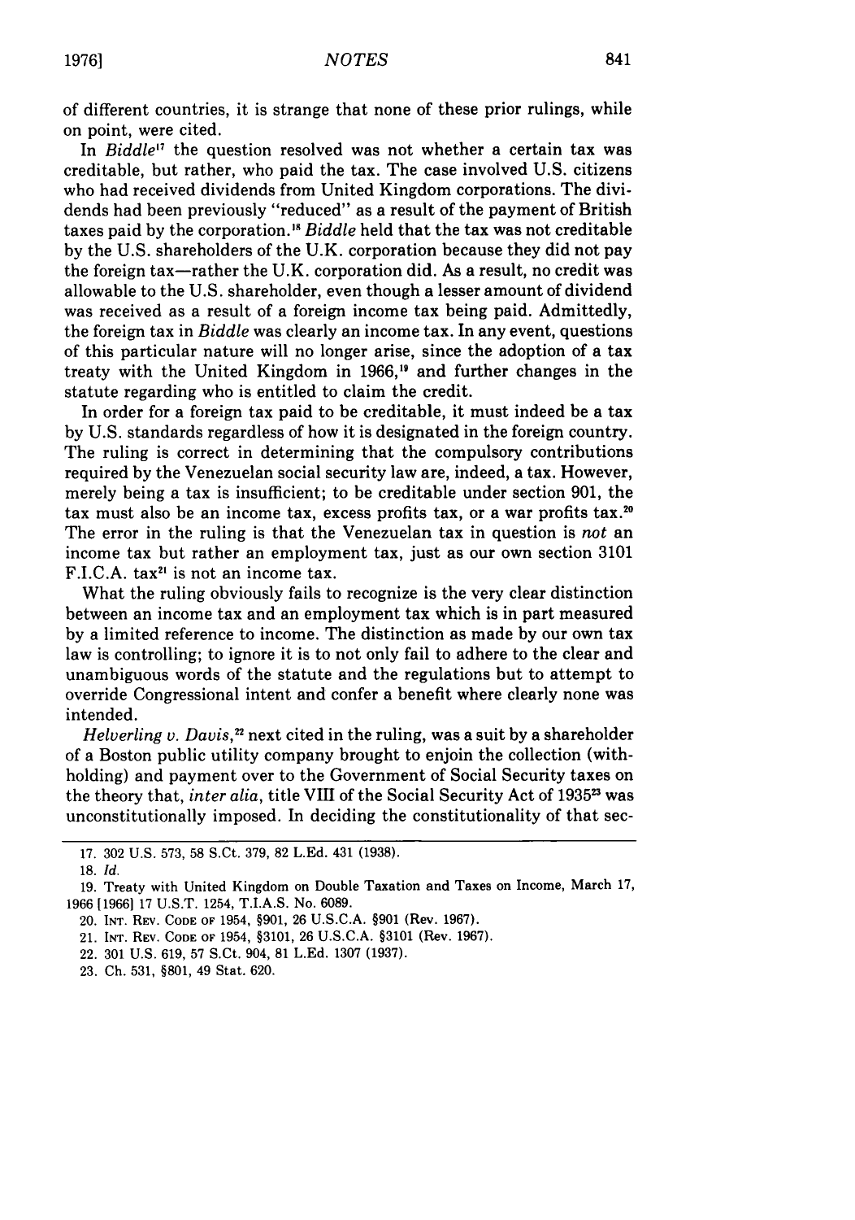of different countries, it is strange that none of these prior rulings, while on point, were cited.

In *Biddle*[17] the question resolved was not whether a certain tax was creditable, but rather, who paid the tax. The case involved U.S. citizens who had received dividends from United Kingdom corporations. The dividends had been previously "reduced" as a result of the payment of British taxes paid by the corporation.[18] *Biddle* held that the tax was not creditable by the U.S. shareholders of the U.K. corporation because they did not pay the foreign tax—rather the U.K. corporation did. As a result, no credit was allowable to the U.S. shareholder, even though a lesser amount of dividend was received as a result of a foreign income tax being paid. Admittedly, the foreign tax in *Biddle* was clearly an income tax. In any event, questions of this particular nature will no longer arise, since the adoption of a tax treaty with the United Kingdom in 1966,[19] and further changes in the statute regarding who is entitled to claim the credit.

In order for a foreign tax paid to be creditable, it must indeed be a tax by U.S. standards regardless of how it is designated in the foreign country. The ruling is correct in determining that the compulsory contributions required by the Venezuelan social security law are, indeed, a tax. However, merely being a tax is insufficient; to be creditable under section 901, the tax must also be an income tax, excess profits tax, or a war profits tax.[20] The error in the ruling is that the Venezuelan tax in question is *not* an income tax but rather an employment tax, just as our own section 3101 F.I.C.A. tax[21] is not an income tax.

What the ruling obviously fails to recognize is the very clear distinction between an income tax and an employment tax which is in part measured by a limited reference to income. The distinction as made by our own tax law is controlling; to ignore it is to not only fail to adhere to the clear and unambiguous words of the statute and the regulations but to attempt to override Congressional intent and confer a benefit where clearly none was intended.

*Helverling v. Davis*,[22] next cited in the ruling, was a suit by a shareholder of a Boston public utility company brought to enjoin the collection (withholding) and payment over to the Government of Social Security taxes on the theory that, *inter alia*, title VIII of the Social Security Act of 1935[23] was unconstitutionally imposed. In deciding the constitutionality of that sec-

---

17. 302 U.S. 573, 58 S.Ct. 379, 82 L.Ed. 431 (1938).

18. *Id.*

19. Treaty with United Kingdom on Double Taxation and Taxes on Income, March 17, 1966 [1966] 17 U.S.T. 1254, T.I.A.S. No. 6089.

20. INT. REV. CODE OF 1954, §901, 26 U.S.C.A. §901 (Rev. 1967).

21. INT. REV. CODE OF 1954, §3101, 26 U.S.C.A. §3101 (Rev. 1967).

22. 301 U.S. 619, 57 S.Ct. 904, 81 L.Ed. 1307 (1937).

23. Ch. 531, §801, 49 Stat. 620.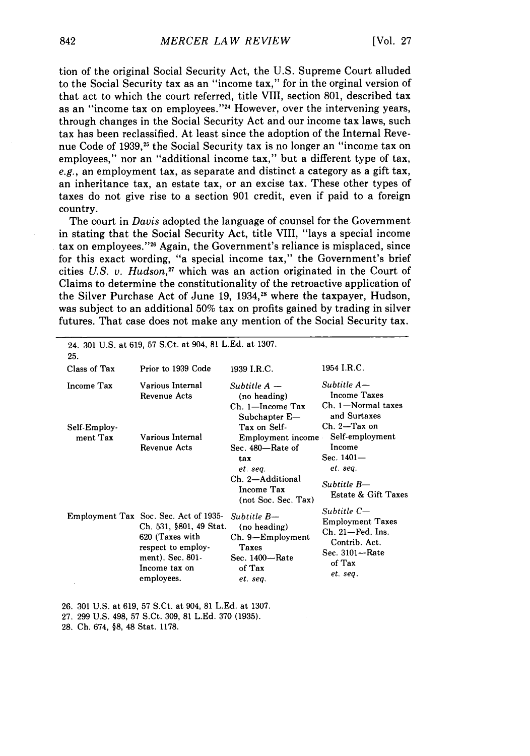tion of the original Social Security Act, the U.S. Supreme Court alluded to the Social Security tax as an "income tax," for in the orginal version of that act to which the court referred, title VIII, section 801, described tax as an "income tax on employees."[24] However, over the intervening years, through changes in the Social Security Act and our income tax laws, such tax has been reclassified. At least since the adoption of the Internal Revenue Code of 1939,[25] the Social Security tax is no longer an "income tax on employees," nor an "additional income tax," but a different type of tax, *e.g.*, an employment tax, as separate and distinct a category as a gift tax, an inheritance tax, an estate tax, or an excise tax. These other types of taxes do not give rise to a section 901 credit, even if paid to a foreign country.

The court in *Davis* adopted the language of counsel for the Government in stating that the Social Security Act, title VIII, "lays a special income tax on employees."[26] Again, the Government's reliance is misplaced, since for this exact wording, "a special income tax," the Government's brief cites *U.S. v. Hudson*,[27] which was an action originated in the Court of Claims to determine the constitutionality of the retroactive application of the Silver Purchase Act of June 19, 1934,[28] where the taxpayer, Hudson, was subject to an additional 50% tax on profits gained by trading in silver futures. That case does not make any mention of the Social Security tax.

---

24. 301 U.S. at 619, 57 S.Ct. at 904, 81 L.Ed. at 1307.

25.

| Class of Tax | Prior to 1939 Code | 1939 I.R.C. | 1954 I.R.C. |
|---|---|---|---|
| Income Tax | Various Internal Revenue Acts | *Subtitle A* — (no heading) Ch. 1—Income Tax | *Subtitle A*— Income Taxes Ch. 1—Normal taxes and Surtaxes |
| Self-Employment Tax | Various Internal Revenue Acts | Subchapter E— Tax on Self-Employment income Sec. 480—Rate of tax *et. seq.* Ch. 2—Additional Income Tax (not Soc. Sec. Tax) | Ch. 2—Tax on Self-employment Income Sec. 1401— *et. seq.* *Subtitle B*— Estate & Gift Taxes |
| Employment Tax | Soc. Sec. Act of 1935- Ch. 531, §801, 49 Stat. 620 (Taxes with respect to employment). Sec. 801- Income tax on employees. | *Subtitle B*— (no heading) Ch. 9—Employment Taxes Sec. 1400—Rate of Tax *et. seq.* | *Subtitle C*— Employment Taxes Ch. 21—Fed. Ins. Contrib. Act. Sec. 3101—Rate of Tax *et. seq.* |

26. 301 U.S. at 619, 57 S.Ct. at 904, 81 L.Ed. at 1307.

27. 299 U.S. 498, 57 S.Ct. 309, 81 L.Ed. 370 (1935).

28. Ch. 674, §8, 48 Stat. 1178.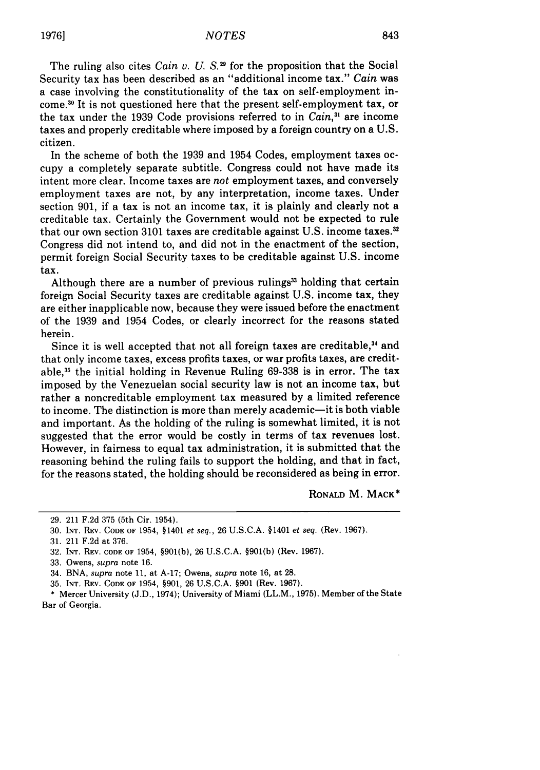The ruling also cites *Cain v. U. S.*[29] for the proposition that the Social Security tax has been described as an "additional income tax." *Cain* was a case involving the constitutionality of the tax on self-employment income.[30] It is not questioned here that the present self-employment tax, or the tax under the 1939 Code provisions referred to in *Cain*,[31] are income taxes and properly creditable where imposed by a foreign country on a U.S. citizen.

In the scheme of both the 1939 and 1954 Codes, employment taxes occupy a completely separate subtitle. Congress could not have made its intent more clear. Income taxes are *not* employment taxes, and conversely employment taxes are not, by any interpretation, income taxes. Under section 901, if a tax is not an income tax, it is plainly and clearly not a creditable tax. Certainly the Government would not be expected to rule that our own section 3101 taxes are creditable against U.S. income taxes.[32] Congress did not intend to, and did not in the enactment of the section, permit foreign Social Security taxes to be creditable against U.S. income tax.

Although there are a number of previous rulings[33] holding that certain foreign Social Security taxes are creditable against U.S. income tax, they are either inapplicable now, because they were issued before the enactment of the 1939 and 1954 Codes, or clearly incorrect for the reasons stated herein.

Since it is well accepted that not all foreign taxes are creditable,[34] and that only income taxes, excess profits taxes, or war profits taxes, are creditable,[35] the initial holding in Revenue Ruling 69-338 is in error. The tax imposed by the Venezuelan social security law is not an income tax, but rather a noncreditable employment tax measured by a limited reference to income. The distinction is more than merely academic—it is both viable and important. As the holding of the ruling is somewhat limited, it is not suggested that the error would be costly in terms of tax revenues lost. However, in fairness to equal tax administration, it is submitted that the reasoning behind the ruling fails to support the holding, and that in fact, for the reasons stated, the holding should be reconsidered as being in error.

RONALD M. MACK*

---

29. 211 F.2d 375 (5th Cir. 1954).

30. INT. REV. CODE OF 1954, §1401 *et seq.*, 26 U.S.C.A. §1401 *et seq.* (Rev. 1967).

31. 211 F.2d at 376.

32. INT. REV. CODE OF 1954, §901(b), 26 U.S.C.A. §901(b) (Rev. 1967).

33. Owens, *supra* note 16.

34. BNA, *supra* note 11, at A-17; Owens, *supra* note 16, at 28.

35. INT. REV. CODE OF 1954, §901, 26 U.S.C.A. §901 (Rev. 1967).

\* Mercer University (J.D., 1974); University of Miami (LL.M., 1975). Member of the State Bar of Georgia.